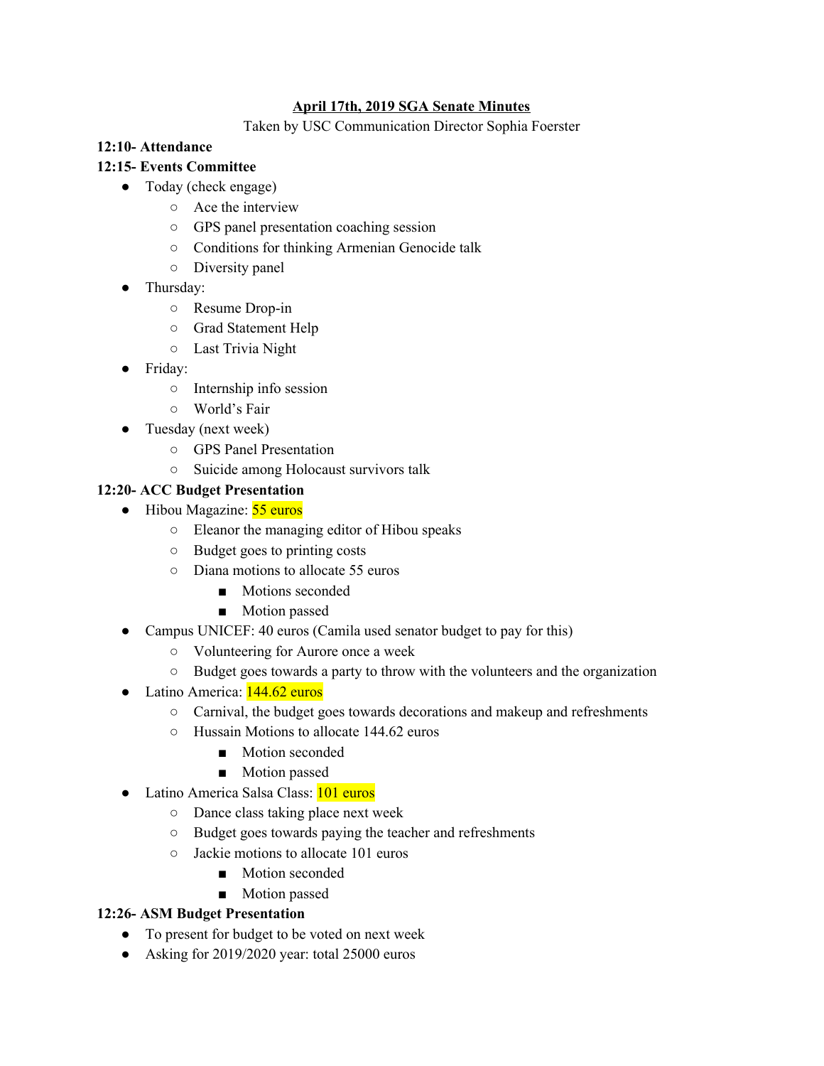# April 17th, 2019 SGA Senate Minutes

Taken by USC Communication Director Sophia Foerster

**12:10- Attendance**

**12:15- Events Committee**

- Today (check engage)
  - Ace the interview
  - GPS panel presentation coaching session
  - Conditions for thinking Armenian Genocide talk
  - Diversity panel
- Thursday:
  - Resume Drop-in
  - Grad Statement Help
  - Last Trivia Night
- Friday:
  - Internship info session
  - World's Fair
- Tuesday (next week)
  - GPS Panel Presentation
  - Suicide among Holocaust survivors talk

**12:20- ACC Budget Presentation**

- Hibou Magazine: 55 euros
  - Eleanor the managing editor of Hibou speaks
  - Budget goes to printing costs
  - Diana motions to allocate 55 euros
    - Motions seconded
    - Motion passed
- Campus UNICEF: 40 euros (Camila used senator budget to pay for this)
  - Volunteering for Aurore once a week
  - Budget goes towards a party to throw with the volunteers and the organization
- Latino America: 144.62 euros
  - Carnival, the budget goes towards decorations and makeup and refreshments
  - Hussain Motions to allocate 144.62 euros
    - Motion seconded
    - Motion passed
- Latino America Salsa Class: 101 euros
  - Dance class taking place next week
  - Budget goes towards paying the teacher and refreshments
  - Jackie motions to allocate 101 euros
    - Motion seconded
    - Motion passed

**12:26- ASM Budget Presentation**

- To present for budget to be voted on next week
- Asking for 2019/2020 year: total 25000 euros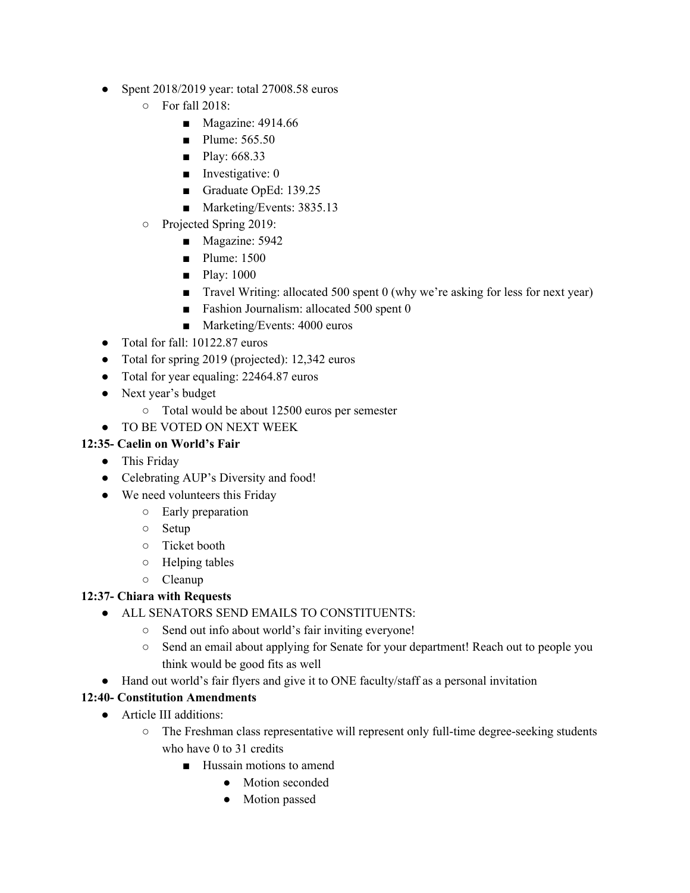- Spent 2018/2019 year: total 27008.58 euros
  - For fall 2018:
    - Magazine: 4914.66
    - Plume: 565.50
    - Play: 668.33
    - Investigative: 0
    - Graduate OpEd: 139.25
    - Marketing/Events: 3835.13
  - Projected Spring 2019:
    - Magazine: 5942
    - Plume: 1500
    - Play: 1000
    - Travel Writing: allocated 500 spent 0 (why we're asking for less for next year)
    - Fashion Journalism: allocated 500 spent 0
    - Marketing/Events: 4000 euros
- Total for fall: 10122.87 euros
- Total for spring 2019 (projected): 12,342 euros
- Total for year equaling: 22464.87 euros
- Next year's budget
  - Total would be about 12500 euros per semester
- TO BE VOTED ON NEXT WEEK

**12:35- Caelin on World's Fair**

- This Friday
- Celebrating AUP's Diversity and food!
- We need volunteers this Friday
  - Early preparation
  - Setup
  - Ticket booth
  - Helping tables
  - Cleanup

**12:37- Chiara with Requests**

- ALL SENATORS SEND EMAILS TO CONSTITUENTS:
  - Send out info about world's fair inviting everyone!
  - Send an email about applying for Senate for your department! Reach out to people you think would be good fits as well
- Hand out world's fair flyers and give it to ONE faculty/staff as a personal invitation

**12:40- Constitution Amendments**

- Article III additions:
  - The Freshman class representative will represent only full-time degree-seeking students who have 0 to 31 credits
    - Hussain motions to amend
      - Motion seconded
      - Motion passed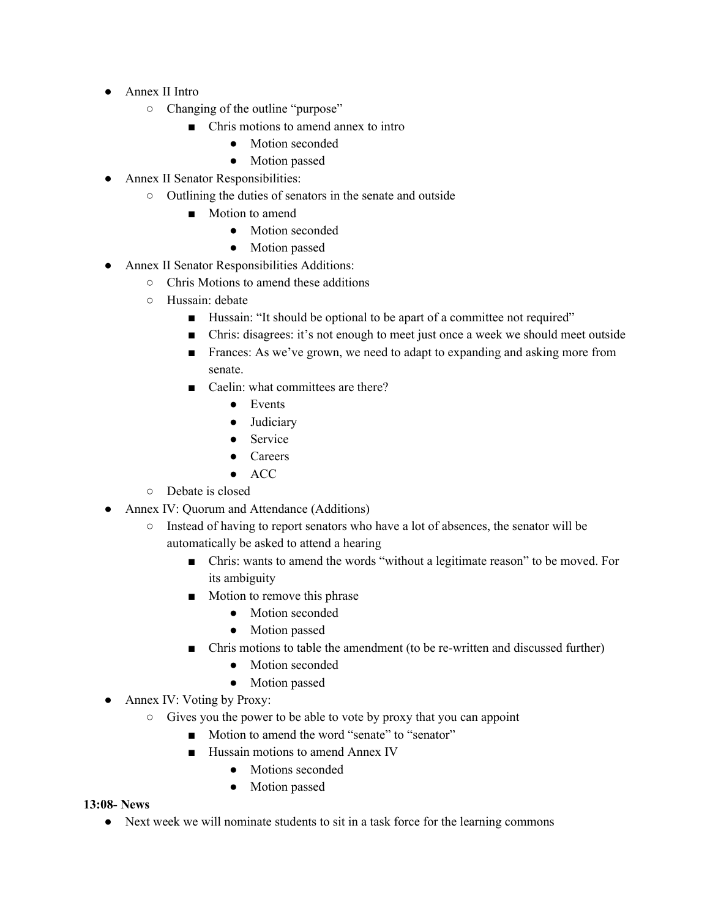- Annex II Intro
    - Changing of the outline "purpose"
        - Chris motions to amend annex to intro
            - Motion seconded
            - Motion passed
- Annex II Senator Responsibilities:
    - Outlining the duties of senators in the senate and outside
        - Motion to amend
            - Motion seconded
            - Motion passed
- Annex II Senator Responsibilities Additions:
    - Chris Motions to amend these additions
    - Hussain: debate
        - Hussain: "It should be optional to be apart of a committee not required"
        - Chris: disagrees: it's not enough to meet just once a week we should meet outside
        - Frances: As we've grown, we need to adapt to expanding and asking more from senate.
        - Caelin: what committees are there?
            - Events
            - Judiciary
            - Service
            - Careers
            - ACC
    - Debate is closed
- Annex IV: Quorum and Attendance (Additions)
    - Instead of having to report senators who have a lot of absences, the senator will be automatically be asked to attend a hearing
        - Chris: wants to amend the words "without a legitimate reason" to be moved. For its ambiguity
        - Motion to remove this phrase
            - Motion seconded
            - Motion passed
        - Chris motions to table the amendment (to be re-written and discussed further)
            - Motion seconded
            - Motion passed
- Annex IV: Voting by Proxy:
    - Gives you the power to be able to vote by proxy that you can appoint
        - Motion to amend the word "senate" to "senator"
        - Hussain motions to amend Annex IV
            - Motions seconded
            - Motion passed

**13:08- News**

- Next week we will nominate students to sit in a task force for the learning commons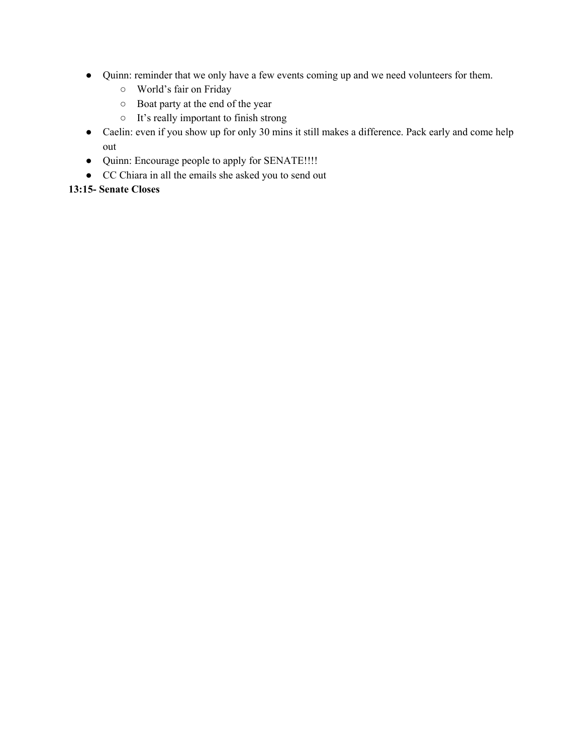- Quinn: reminder that we only have a few events coming up and we need volunteers for them.
    - World's fair on Friday
    - Boat party at the end of the year
    - It's really important to finish strong
- Caelin: even if you show up for only 30 mins it still makes a difference. Pack early and come help out
- Quinn: Encourage people to apply for SENATE!!!!
- CC Chiara in all the emails she asked you to send out

**13:15- Senate Closes**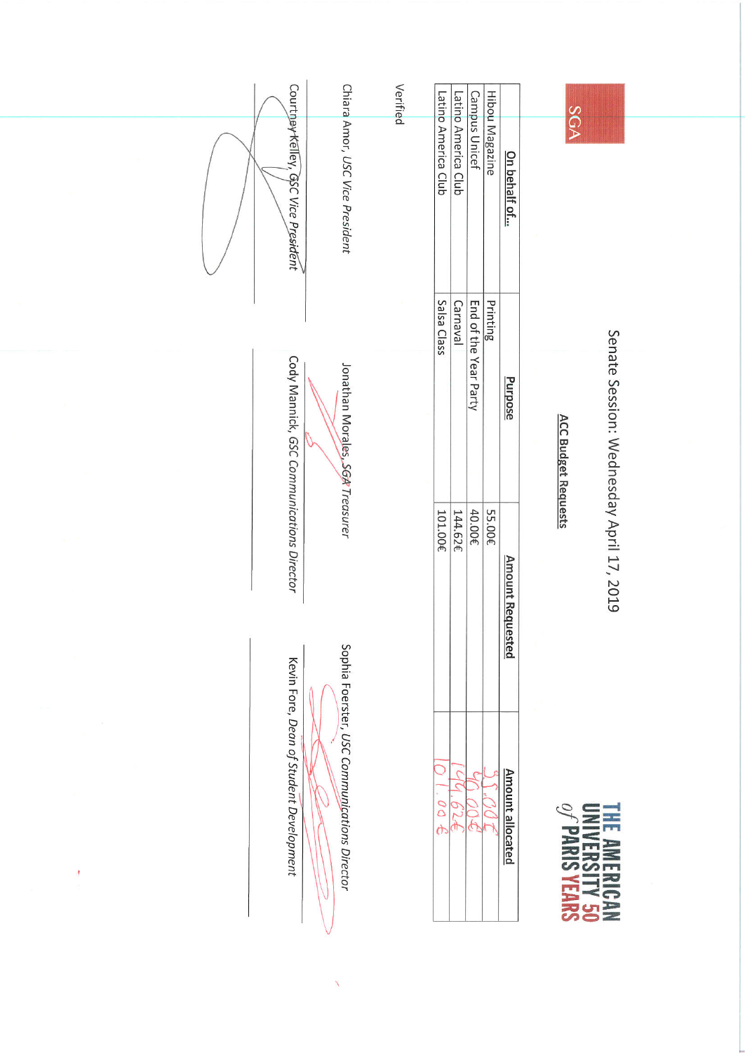SGA

THE AMERICAN UNIVERSITY 50 of PARIS YEARS

# Senate Session: Wednesday April 17, 2019

## ACC Budget Requests

| On behalf of... | Purpose | Amount Requested | Amount allocated |
|---|---|---|---|
| Hibou Magazine | Printing | 55.00€ | 55.00€ |
| Campus Unicef | End of the Year Party | 40.00€ | 40.00€ |
| Latino America Club | Carnaval | 144.62€ | 144.62€ |
| Latino America Club | Salsa Class | 101.00€ | 101.00€ |

Verified

Chiara Amor, *USC Vice President*

Jonathan Morales, *SGA Treasurer*

Sophia Foerster, *USC Communications Director*

Courtney Kelley, *GSC Vice President*

Cody Mannick, *GSC Communications Director*

Kevin Fore, *Dean of Student Development*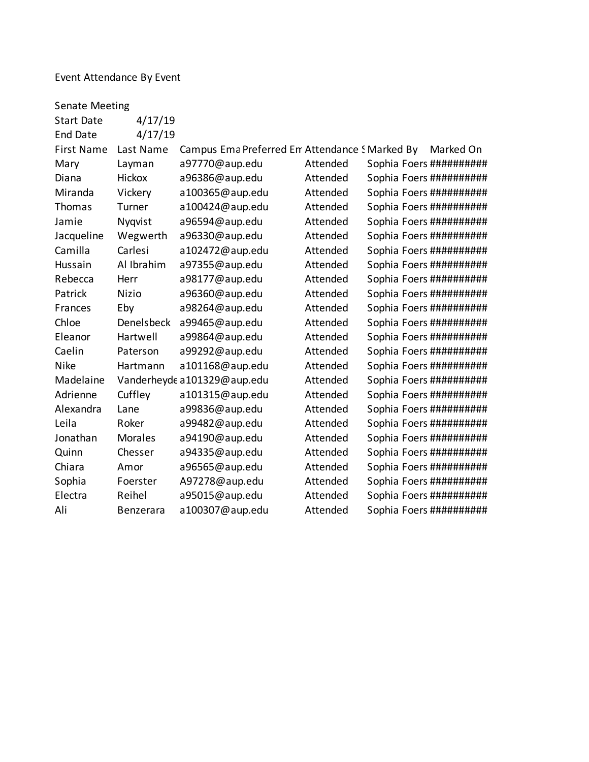Event Attendance By Event

Senate Meeting

| | |
|---|---|
| Start Date | 4/17/19 |
| End Date | 4/17/19 |

| First Name | Last Name | Campus Ema | Preferred Em | Attendance S | Marked By | Marked On |
|---|---|---|---|---|---|---|
| Mary | Layman | a97770@aup.edu | | Attended | Sophia Foers | ########## |
| Diana | Hickox | a96386@aup.edu | | Attended | Sophia Foers | ########## |
| Miranda | Vickery | a100365@aup.edu | | Attended | Sophia Foers | ########## |
| Thomas | Turner | a100424@aup.edu | | Attended | Sophia Foers | ########## |
| Jamie | Nyqvist | a96594@aup.edu | | Attended | Sophia Foers | ########## |
| Jacqueline | Wegwerth | a96330@aup.edu | | Attended | Sophia Foers | ########## |
| Camilla | Carlesi | a102472@aup.edu | | Attended | Sophia Foers | ########## |
| Hussain | Al Ibrahim | a97355@aup.edu | | Attended | Sophia Foers | ########## |
| Rebecca | Herr | a98177@aup.edu | | Attended | Sophia Foers | ########## |
| Patrick | Nizio | a96360@aup.edu | | Attended | Sophia Foers | ########## |
| Frances | Eby | a98264@aup.edu | | Attended | Sophia Foers | ########## |
| Chloe | Denelsbeck | a99465@aup.edu | | Attended | Sophia Foers | ########## |
| Eleanor | Hartwell | a99864@aup.edu | | Attended | Sophia Foers | ########## |
| Caelin | Paterson | a99292@aup.edu | | Attended | Sophia Foers | ########## |
| Nike | Hartmann | a101168@aup.edu | | Attended | Sophia Foers | ########## |
| Madelaine | Vanderheyde | a101329@aup.edu | | Attended | Sophia Foers | ########## |
| Adrienne | Cuffley | a101315@aup.edu | | Attended | Sophia Foers | ########## |
| Alexandra | Lane | a99836@aup.edu | | Attended | Sophia Foers | ########## |
| Leila | Roker | a99482@aup.edu | | Attended | Sophia Foers | ########## |
| Jonathan | Morales | a94190@aup.edu | | Attended | Sophia Foers | ########## |
| Quinn | Chesser | a94335@aup.edu | | Attended | Sophia Foers | ########## |
| Chiara | Amor | a96565@aup.edu | | Attended | Sophia Foers | ########## |
| Sophia | Foerster | A97278@aup.edu | | Attended | Sophia Foers | ########## |
| Electra | Reihel | a95015@aup.edu | | Attended | Sophia Foers | ########## |
| Ali | Benzerara | a100307@aup.edu | | Attended | Sophia Foers | ########## |